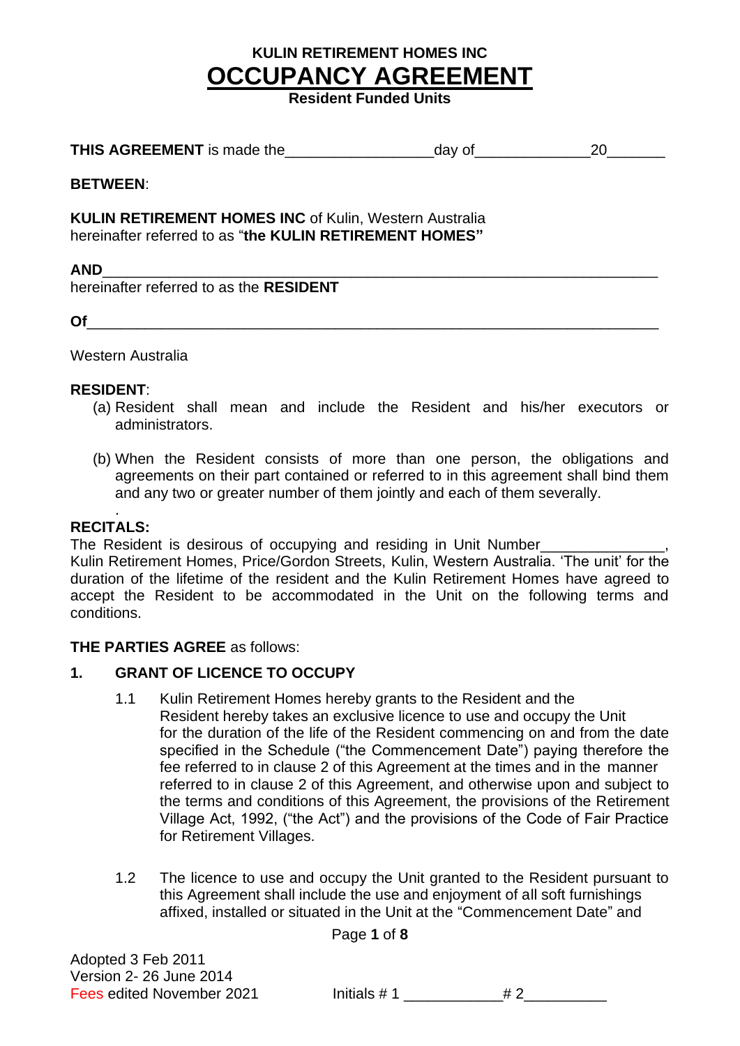# KULIN RETIREMENT HOMES INC

# OCCUPANCY AGREEMENT

**Resident Funded Units**

**THIS AGREEMENT** is made the__________________day of______________20_______

**BETWEEN**:

**KULIN RETIREMENT HOMES INC** of Kulin, Western Australia
hereinafter referred to as "**the KULIN RETIREMENT HOMES"**

**AND**_________________________________________________________________
hereinafter referred to as the **RESIDENT**

**Of**__________________________________________________________________

Western Australia

**RESIDENT**:

(a) Resident shall mean and include the Resident and his/her executors or administrators.

(b) When the Resident consists of more than one person, the obligations and agreements on their part contained or referred to in this agreement shall bind them and any two or greater number of them jointly and each of them severally.

**RECITALS:**

The Resident is desirous of occupying and residing in Unit Number_______________, Kulin Retirement Homes, Price/Gordon Streets, Kulin, Western Australia. 'The unit' for the duration of the lifetime of the resident and the Kulin Retirement Homes have agreed to accept the Resident to be accommodated in the Unit on the following terms and conditions.

**THE PARTIES AGREE** as follows:

## 1. GRANT OF LICENCE TO OCCUPY

1.1 Kulin Retirement Homes hereby grants to the Resident and the Resident hereby takes an exclusive licence to use and occupy the Unit for the duration of the life of the Resident commencing on and from the date specified in the Schedule ("the Commencement Date") paying therefore the fee referred to in clause 2 of this Agreement at the times and in the manner referred to in clause 2 of this Agreement, and otherwise upon and subject to the terms and conditions of this Agreement, the provisions of the Retirement Village Act, 1992, ("the Act") and the provisions of the Code of Fair Practice for Retirement Villages.

1.2 The licence to use and occupy the Unit granted to the Resident pursuant to this Agreement shall include the use and enjoyment of all soft furnishings affixed, installed or situated in the Unit at the "Commencement Date" and

Adopted 3 Feb 2011
Version 2- 26 June 2014
Fees edited November 2021

Initials # 1 ____________# 2__________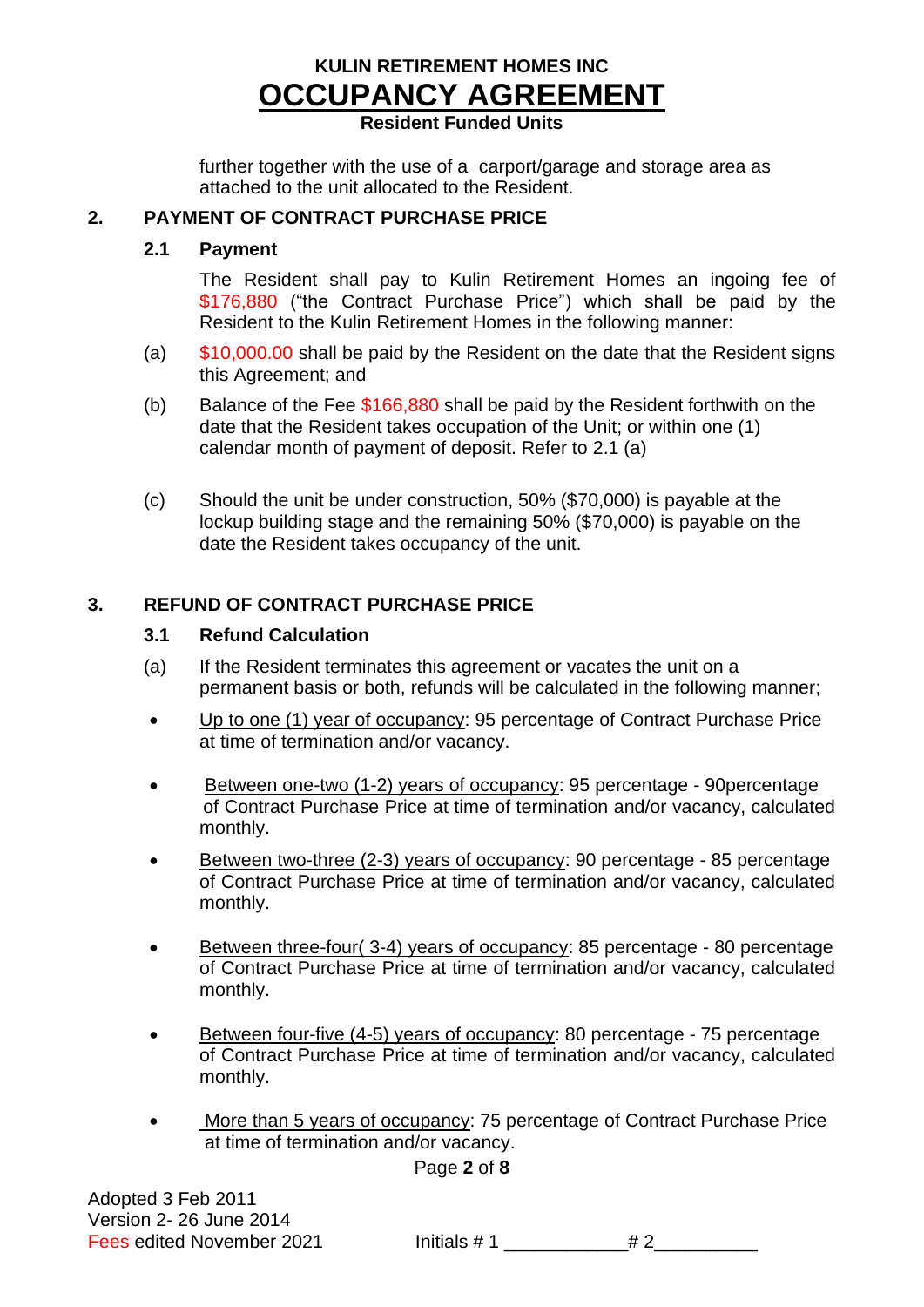further together with the use of a carport/garage and storage area as attached to the unit allocated to the Resident.

## 2. PAYMENT OF CONTRACT PURCHASE PRICE

### 2.1 Payment

The Resident shall pay to Kulin Retirement Homes an ingoing fee of $176,880 ("the Contract Purchase Price") which shall be paid by the Resident to the Kulin Retirement Homes in the following manner:

(a) $10,000.00 shall be paid by the Resident on the date that the Resident signs this Agreement; and

(b) Balance of the Fee $166,880 shall be paid by the Resident forthwith on the date that the Resident takes occupation of the Unit; or within one (1) calendar month of payment of deposit. Refer to 2.1 (a)

(c) Should the unit be under construction, 50% ($70,000) is payable at the lockup building stage and the remaining 50% ($70,000) is payable on the date the Resident takes occupancy of the unit.

## 3. REFUND OF CONTRACT PURCHASE PRICE

### 3.1 Refund Calculation

(a) If the Resident terminates this agreement or vacates the unit on a permanent basis or both, refunds will be calculated in the following manner;

- <u>Up to one (1) year of occupancy</u>: 95 percentage of Contract Purchase Price at time of termination and/or vacancy.
- <u>Between one-two (1-2) years of occupancy</u>: 95 percentage - 90percentage of Contract Purchase Price at time of termination and/or vacancy, calculated monthly.
- <u>Between two-three (2-3) years of occupancy</u>: 90 percentage - 85 percentage of Contract Purchase Price at time of termination and/or vacancy, calculated monthly.
- <u>Between three-four( 3-4) years of occupancy</u>: 85 percentage - 80 percentage of Contract Purchase Price at time of termination and/or vacancy, calculated monthly.
- <u>Between four-five (4-5) years of occupancy</u>: 80 percentage - 75 percentage of Contract Purchase Price at time of termination and/or vacancy, calculated monthly.
- <u>More than 5 years of occupancy</u>: 75 percentage of Contract Purchase Price at time of termination and/or vacancy.

Adopted 3 Feb 2011
Version 2- 26 June 2014
Fees edited November 2021

Initials # 1 ____________ # 2__________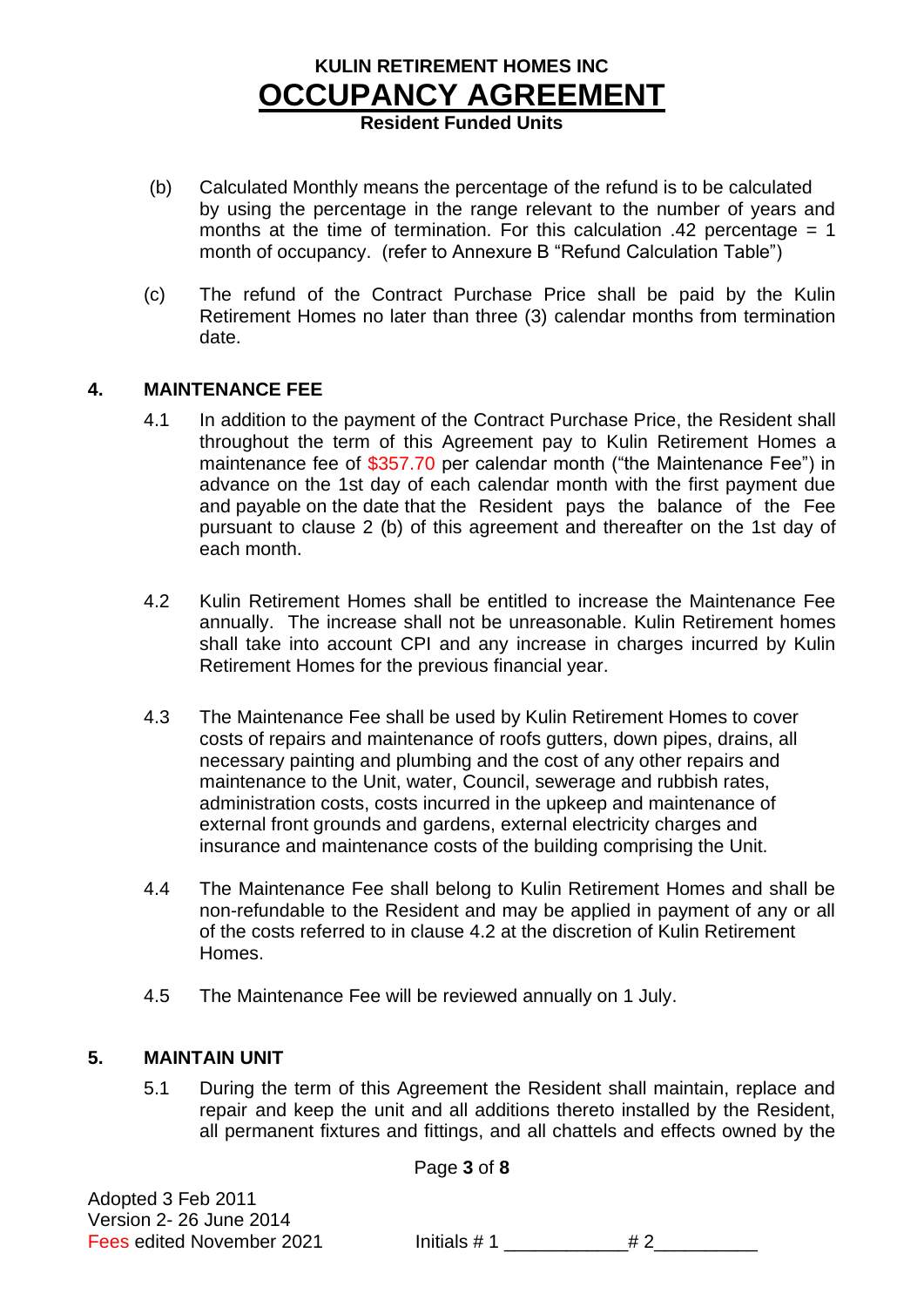(b) Calculated Monthly means the percentage of the refund is to be calculated by using the percentage in the range relevant to the number of years and months at the time of termination. For this calculation .42 percentage = 1 month of occupancy. (refer to Annexure B "Refund Calculation Table")

(c) The refund of the Contract Purchase Price shall be paid by the Kulin Retirement Homes no later than three (3) calendar months from termination date.

## 4. MAINTENANCE FEE

4.1 In addition to the payment of the Contract Purchase Price, the Resident shall throughout the term of this Agreement pay to Kulin Retirement Homes a maintenance fee of $357.70 per calendar month ("the Maintenance Fee") in advance on the 1st day of each calendar month with the first payment due and payable on the date that the Resident pays the balance of the Fee pursuant to clause 2 (b) of this agreement and thereafter on the 1st day of each month.

4.2 Kulin Retirement Homes shall be entitled to increase the Maintenance Fee annually. The increase shall not be unreasonable. Kulin Retirement homes shall take into account CPI and any increase in charges incurred by Kulin Retirement Homes for the previous financial year.

4.3 The Maintenance Fee shall be used by Kulin Retirement Homes to cover costs of repairs and maintenance of roofs gutters, down pipes, drains, all necessary painting and plumbing and the cost of any other repairs and maintenance to the Unit, water, Council, sewerage and rubbish rates, administration costs, costs incurred in the upkeep and maintenance of external front grounds and gardens, external electricity charges and insurance and maintenance costs of the building comprising the Unit.

4.4 The Maintenance Fee shall belong to Kulin Retirement Homes and shall be non-refundable to the Resident and may be applied in payment of any or all of the costs referred to in clause 4.2 at the discretion of Kulin Retirement Homes.

4.5 The Maintenance Fee will be reviewed annually on 1 July.

## 5. MAINTAIN UNIT

5.1 During the term of this Agreement the Resident shall maintain, replace and repair and keep the unit and all additions thereto installed by the Resident, all permanent fixtures and fittings, and all chattels and effects owned by the

Adopted 3 Feb 2011
Version 2- 26 June 2014
Fees edited November 2021

Initials # 1 ___________ # 2__________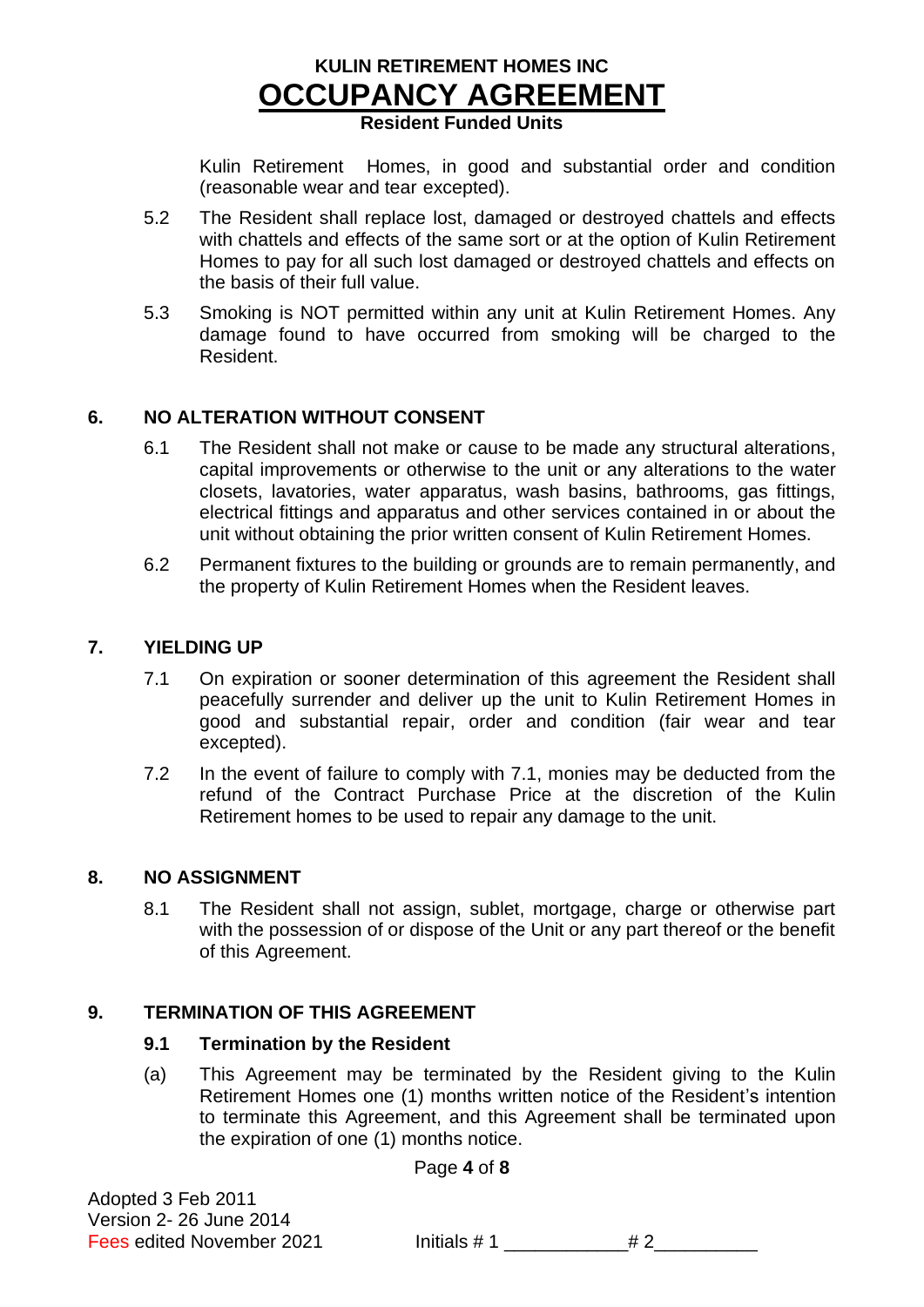Kulin Retirement Homes, in good and substantial order and condition (reasonable wear and tear excepted).

5.2 The Resident shall replace lost, damaged or destroyed chattels and effects with chattels and effects of the same sort or at the option of Kulin Retirement Homes to pay for all such lost damaged or destroyed chattels and effects on the basis of their full value.

5.3 Smoking is NOT permitted within any unit at Kulin Retirement Homes. Any damage found to have occurred from smoking will be charged to the Resident.

## 6. NO ALTERATION WITHOUT CONSENT

6.1 The Resident shall not make or cause to be made any structural alterations, capital improvements or otherwise to the unit or any alterations to the water closets, lavatories, water apparatus, wash basins, bathrooms, gas fittings, electrical fittings and apparatus and other services contained in or about the unit without obtaining the prior written consent of Kulin Retirement Homes.

6.2 Permanent fixtures to the building or grounds are to remain permanently, and the property of Kulin Retirement Homes when the Resident leaves.

## 7. YIELDING UP

7.1 On expiration or sooner determination of this agreement the Resident shall peacefully surrender and deliver up the unit to Kulin Retirement Homes in good and substantial repair, order and condition (fair wear and tear excepted).

7.2 In the event of failure to comply with 7.1, monies may be deducted from the refund of the Contract Purchase Price at the discretion of the Kulin Retirement homes to be used to repair any damage to the unit.

## 8. NO ASSIGNMENT

8.1 The Resident shall not assign, sublet, mortgage, charge or otherwise part with the possession of or dispose of the Unit or any part thereof or the benefit of this Agreement.

## 9. TERMINATION OF THIS AGREEMENT

### 9.1 Termination by the Resident

(a) This Agreement may be terminated by the Resident giving to the Kulin Retirement Homes one (1) months written notice of the Resident's intention to terminate this Agreement, and this Agreement shall be terminated upon the expiration of one (1) months notice.

Adopted 3 Feb 2011
Version 2- 26 June 2014
Fees edited November 2021

Initials # 1 ____________ # 2__________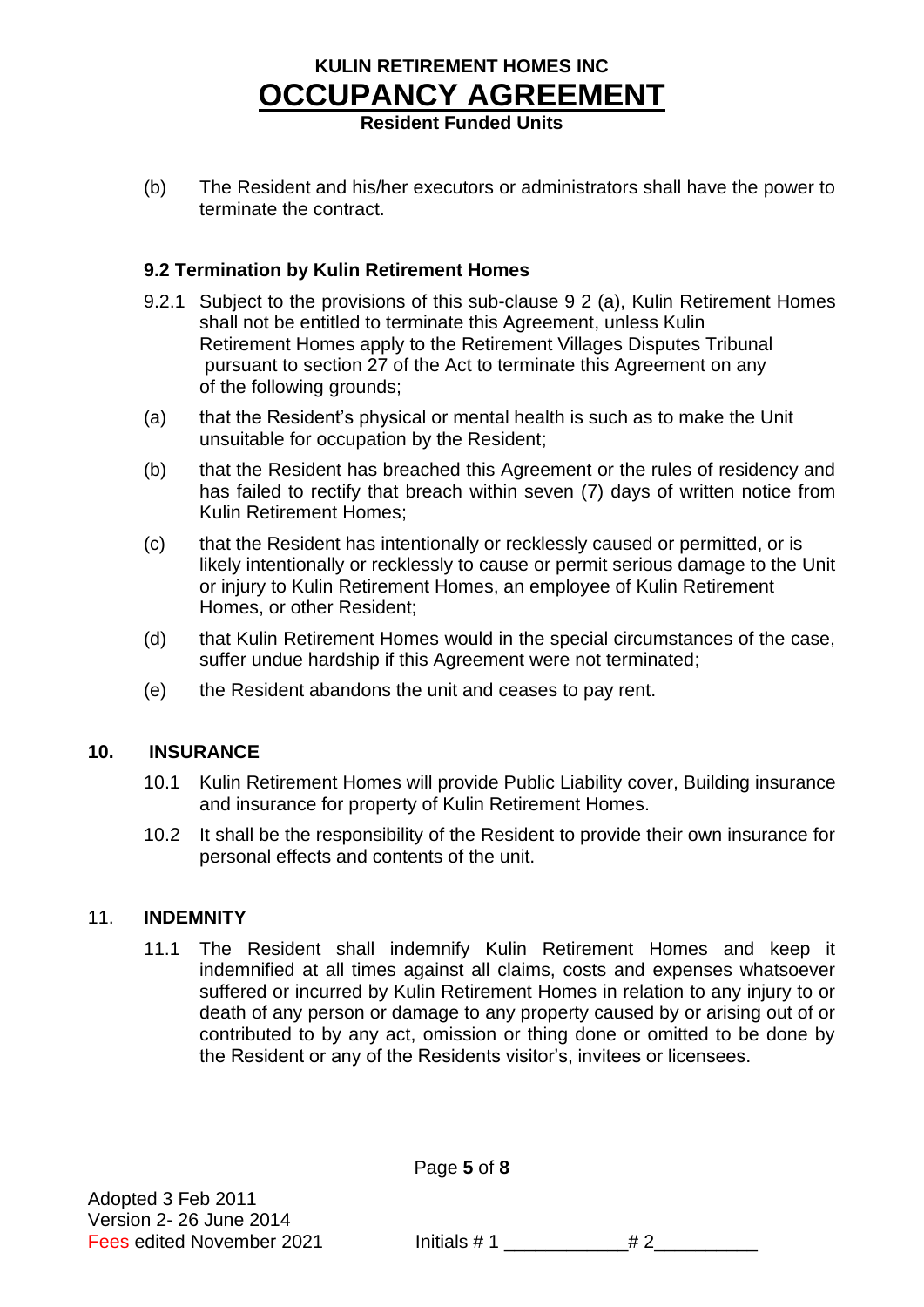(b) The Resident and his/her executors or administrators shall have the power to terminate the contract.

### 9.2 Termination by Kulin Retirement Homes

9.2.1 Subject to the provisions of this sub-clause 9 2 (a), Kulin Retirement Homes shall not be entitled to terminate this Agreement, unless Kulin Retirement Homes apply to the Retirement Villages Disputes Tribunal pursuant to section 27 of the Act to terminate this Agreement on any of the following grounds;

(a) that the Resident's physical or mental health is such as to make the Unit unsuitable for occupation by the Resident;

(b) that the Resident has breached this Agreement or the rules of residency and has failed to rectify that breach within seven (7) days of written notice from Kulin Retirement Homes;

(c) that the Resident has intentionally or recklessly caused or permitted, or is likely intentionally or recklessly to cause or permit serious damage to the Unit or injury to Kulin Retirement Homes, an employee of Kulin Retirement Homes, or other Resident;

(d) that Kulin Retirement Homes would in the special circumstances of the case, suffer undue hardship if this Agreement were not terminated;

(e) the Resident abandons the unit and ceases to pay rent.

## 10. INSURANCE

10.1 Kulin Retirement Homes will provide Public Liability cover, Building insurance and insurance for property of Kulin Retirement Homes.

10.2 It shall be the responsibility of the Resident to provide their own insurance for personal effects and contents of the unit.

## 11. INDEMNITY

11.1 The Resident shall indemnify Kulin Retirement Homes and keep it indemnified at all times against all claims, costs and expenses whatsoever suffered or incurred by Kulin Retirement Homes in relation to any injury to or death of any person or damage to any property caused by or arising out of or contributed to by any act, omission or thing done or omitted to be done by the Resident or any of the Residents visitor's, invitees or licensees.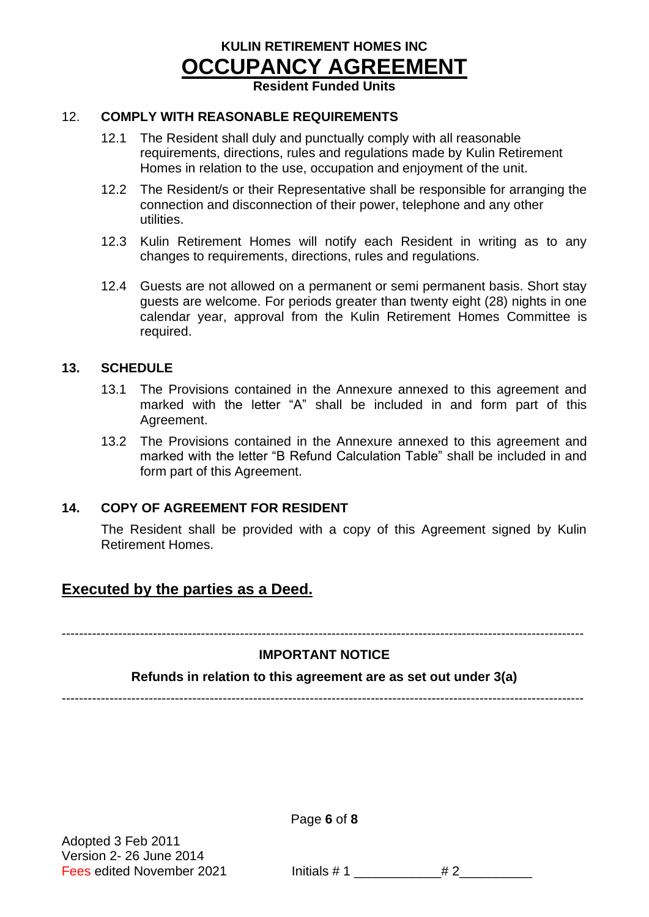## 12. COMPLY WITH REASONABLE REQUIREMENTS

12.1 The Resident shall duly and punctually comply with all reasonable requirements, directions, rules and regulations made by Kulin Retirement Homes in relation to the use, occupation and enjoyment of the unit.

12.2 The Resident/s or their Representative shall be responsible for arranging the connection and disconnection of their power, telephone and any other utilities.

12.3 Kulin Retirement Homes will notify each Resident in writing as to any changes to requirements, directions, rules and regulations.

12.4 Guests are not allowed on a permanent or semi permanent basis. Short stay guests are welcome. For periods greater than twenty eight (28) nights in one calendar year, approval from the Kulin Retirement Homes Committee is required.

## 13. SCHEDULE

13.1 The Provisions contained in the Annexure annexed to this agreement and marked with the letter "A" shall be included in and form part of this Agreement.

13.2 The Provisions contained in the Annexure annexed to this agreement and marked with the letter "B Refund Calculation Table" shall be included in and form part of this Agreement.

## 14. COPY OF AGREEMENT FOR RESIDENT

The Resident shall be provided with a copy of this Agreement signed by Kulin Retirement Homes.

## Executed by the parties as a Deed.

---

**IMPORTANT NOTICE**

**Refunds in relation to this agreement are as set out under 3(a)**

---

Adopted 3 Feb 2011
Version 2- 26 June 2014
Fees edited November 2021

Initials # 1 ____________ # 2__________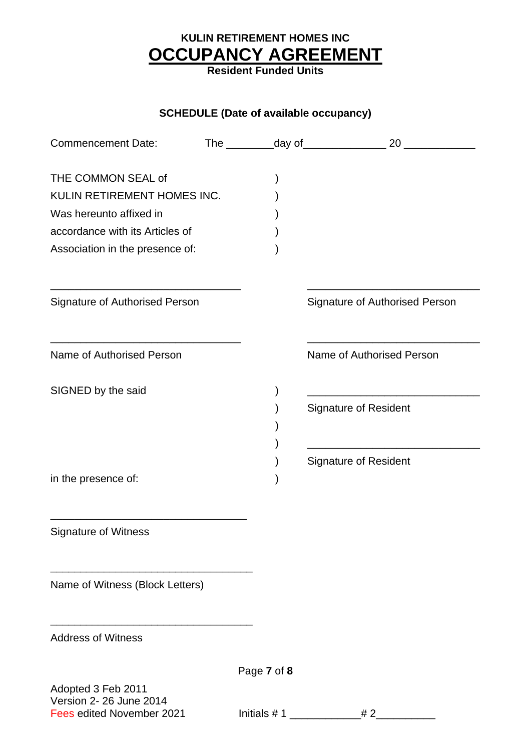**KULIN RETIREMENT HOMES INC**

# OCCUPANCY AGREEMENT

**Resident Funded Units**

**SCHEDULE (Date of available occupancy)**

Commencement Date: The ________day of______________ 20 ____________

THE COMMON SEAL of )
KULIN RETIREMENT HOMES INC. )
Was hereunto affixed in )
accordance with its Articles of )
Association in the presence of: )

________________________________ ______________________________

Signature of Authorised Person Signature of Authorised Person

________________________________ ______________________________

Name of Authorised Person Name of Authorised Person

SIGNED by the said ) ______________________________
) Signature of Resident
)
) ______________________________
) Signature of Resident
in the presence of: )

_________________________________

Signature of Witness

__________________________________

Name of Witness (Block Letters)

__________________________________

Address of Witness

Adopted 3 Feb 2011
Version 2- 26 June 2014
Fees edited November 2021

Initials # 1 ____________# 2__________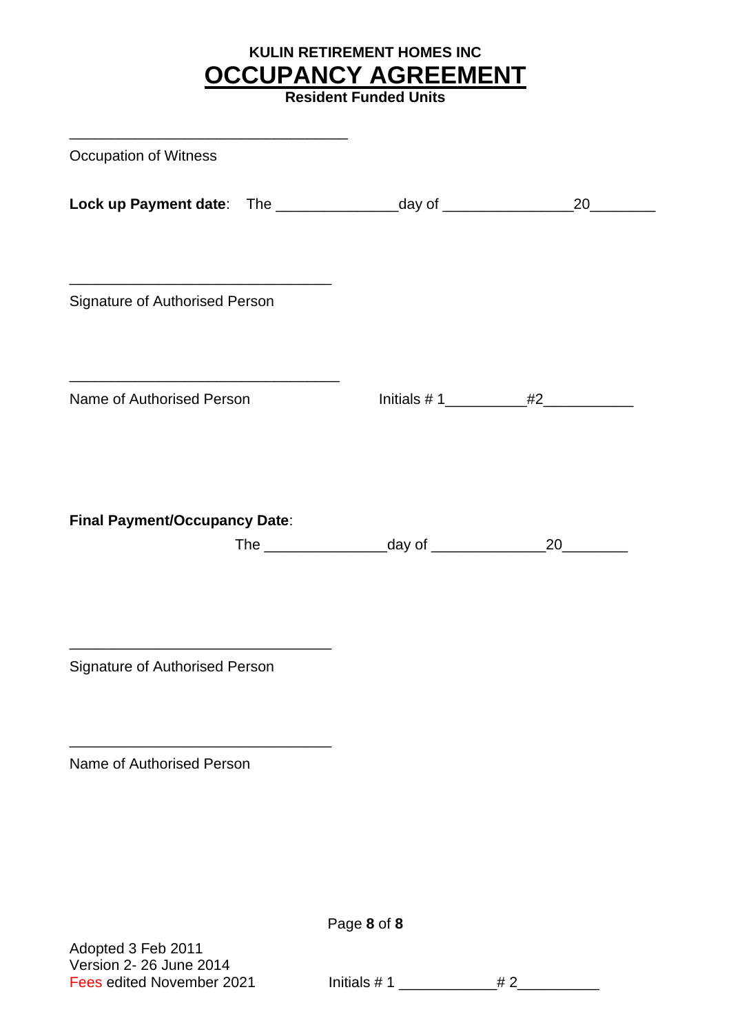______________________________

Occupation of Witness

**Lock up Payment date**: The ______________day of _______________20________

______________________________

Signature of Authorised Person

______________________________

Name of Authorised Person Initials # 1__________#2___________

**Final Payment/Occupancy Date**:

The ______________day of ______________20________

______________________________

Signature of Authorised Person

______________________________

Name of Authorised Person

Adopted 3 Feb 2011
Version 2- 26 June 2014
Fees edited November 2021 Initials # 1 ____________# 2__________